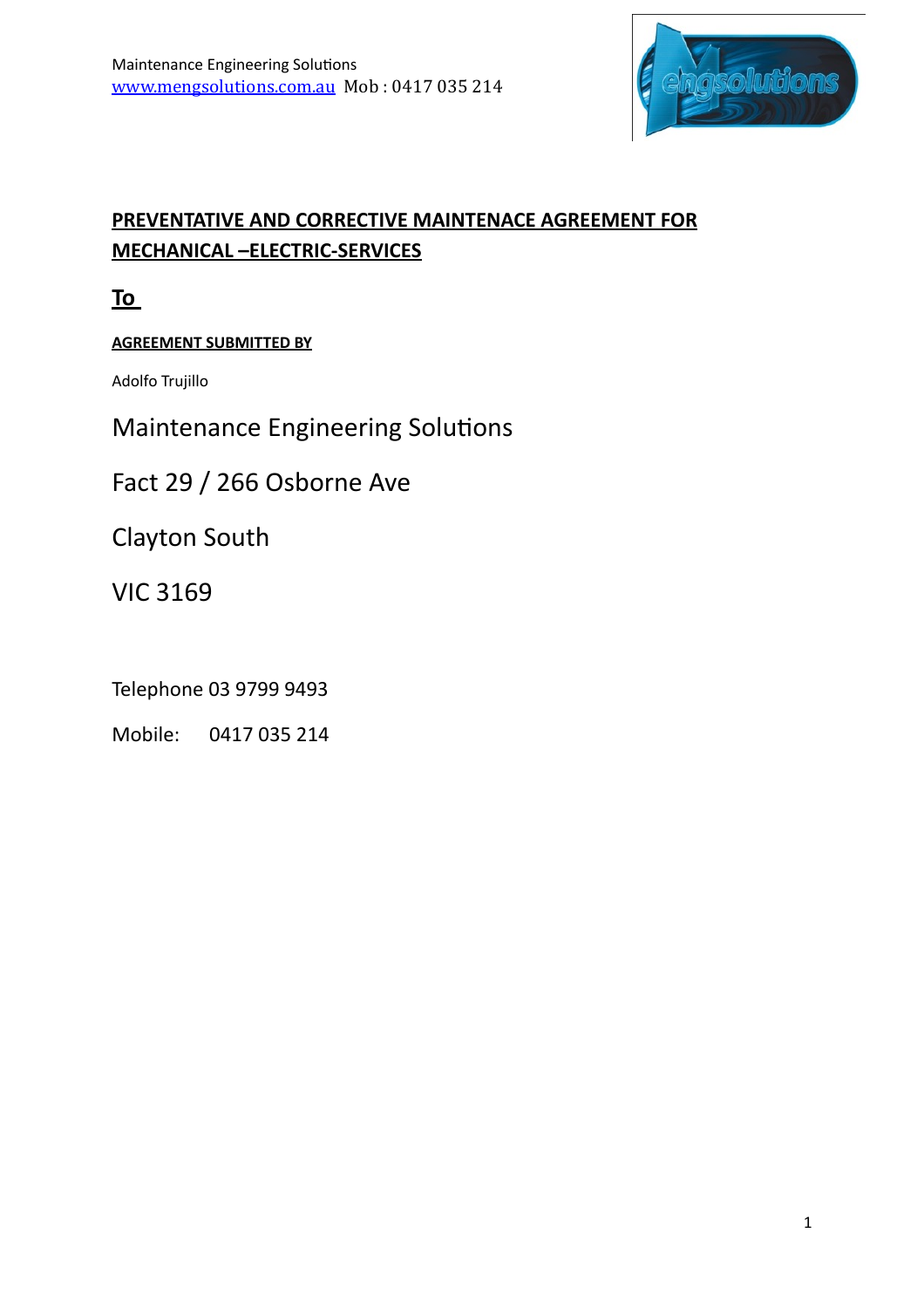Maintenance Engineering Solutions
www.mengsolutions.com.au Mob : 0417 035 214

## PREVENTATIVE AND CORRECTIVE MAINTENACE AGREEMENT FOR MECHANICAL –ELECTRIC-SERVICES

## To

**AGREEMENT SUBMITTED BY**

Adolfo Trujillo

Maintenance Engineering Solutions

Fact 29 / 266 Osborne Ave

Clayton South

VIC 3169

Telephone 03 9799 9493

Mobile: 0417 035 214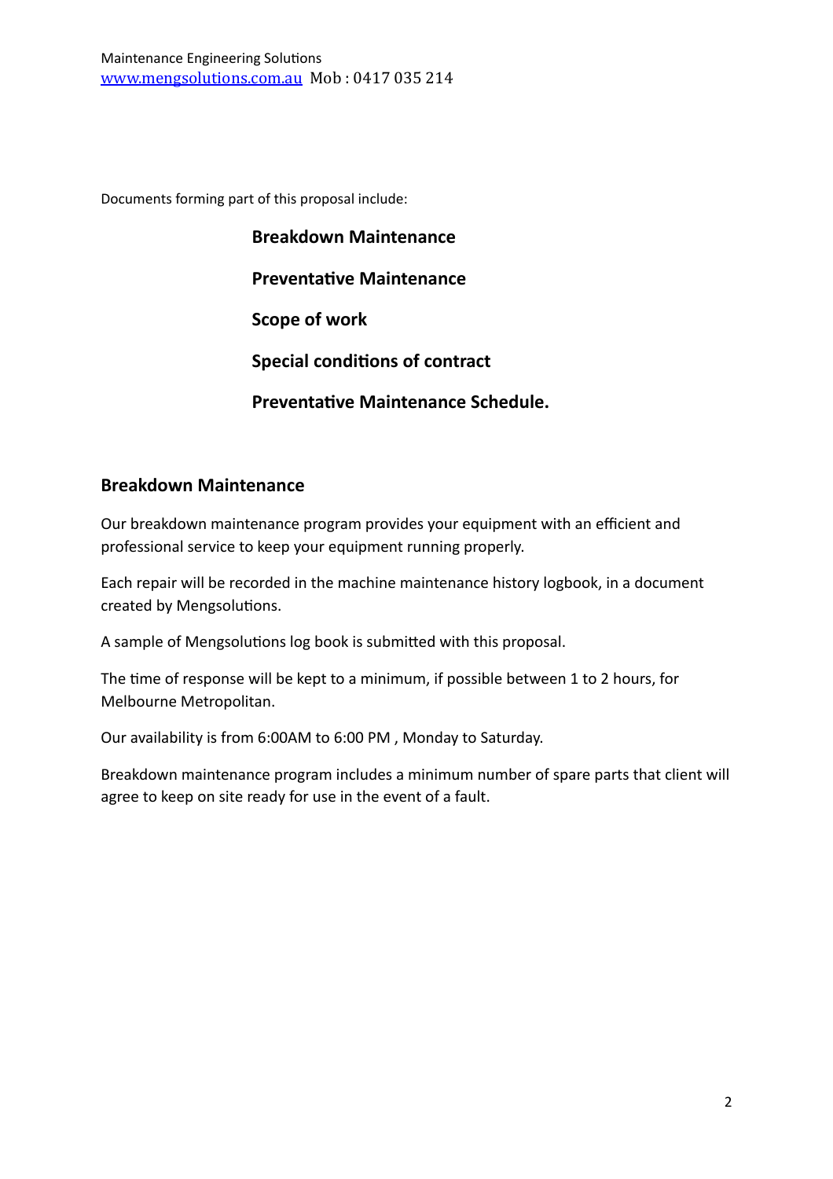Documents forming part of this proposal include:

**Breakdown Maintenance**

**Preventative Maintenance**

**Scope of work**

**Special conditions of contract**

**Preventative Maintenance Schedule.**

## Breakdown Maintenance

Our breakdown maintenance program provides your equipment with an efficient and professional service to keep your equipment running properly.

Each repair will be recorded in the machine maintenance history logbook, in a document created by Mengsolutions.

A sample of Mengsolutions log book is submitted with this proposal.

The time of response will be kept to a minimum, if possible between 1 to 2 hours, for Melbourne Metropolitan.

Our availability is from 6:00AM to 6:00 PM , Monday to Saturday.

Breakdown maintenance program includes a minimum number of spare parts that client will agree to keep on site ready for use in the event of a fault.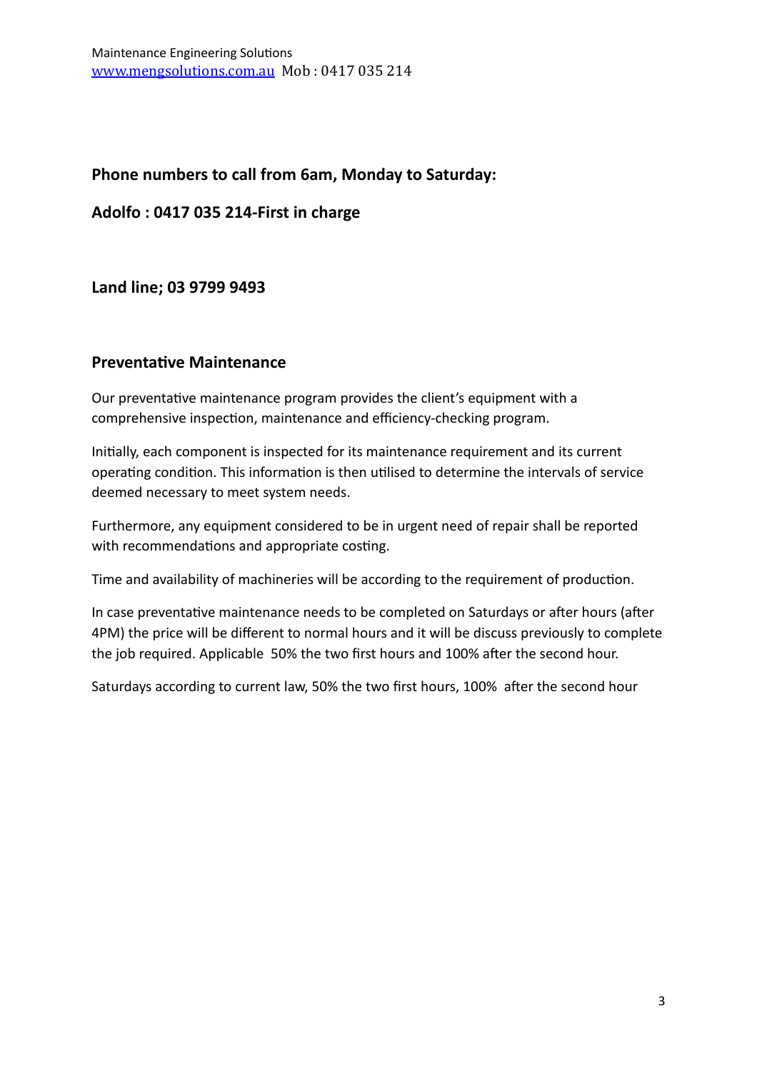**Phone numbers to call from 6am, Monday to Saturday:**

**Adolfo : 0417 035 214-First in charge**

**Land line; 03 9799 9493**

## Preventative Maintenance

Our preventative maintenance program provides the client's equipment with a comprehensive inspection, maintenance and efficiency-checking program.

Initially, each component is inspected for its maintenance requirement and its current operating condition. This information is then utilised to determine the intervals of service deemed necessary to meet system needs.

Furthermore, any equipment considered to be in urgent need of repair shall be reported with recommendations and appropriate costing.

Time and availability of machineries will be according to the requirement of production.

In case preventative maintenance needs to be completed on Saturdays or after hours (after 4PM) the price will be different to normal hours and it will be discuss previously to complete the job required. Applicable 50% the two first hours and 100% after the second hour.

Saturdays according to current law, 50% the two first hours, 100% after the second hour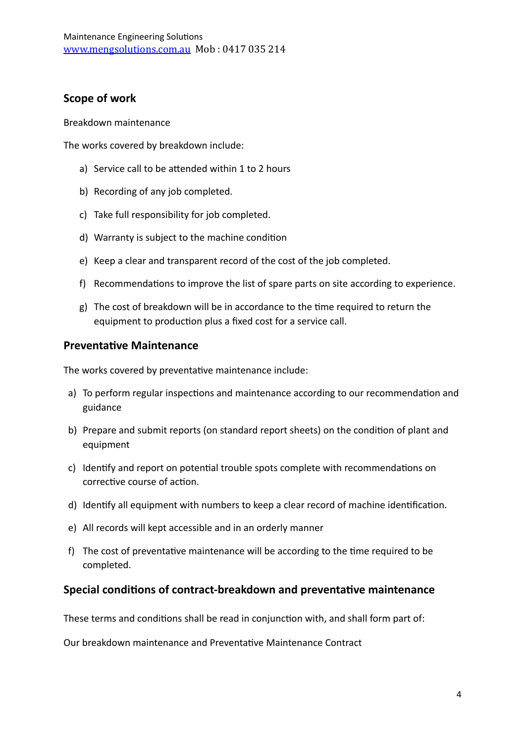## Scope of work

Breakdown maintenance

The works covered by breakdown include:

a) Service call to be attended within 1 to 2 hours

b) Recording of any job completed.

c) Take full responsibility for job completed.

d) Warranty is subject to the machine condition

e) Keep a clear and transparent record of the cost of the job completed.

f) Recommendations to improve the list of spare parts on site according to experience.

g) The cost of breakdown will be in accordance to the time required to return the equipment to production plus a fixed cost for a service call.

## Preventative Maintenance

The works covered by preventative maintenance include:

a) To perform regular inspections and maintenance according to our recommendation and guidance

b) Prepare and submit reports (on standard report sheets) on the condition of plant and equipment

c) Identify and report on potential trouble spots complete with recommendations on corrective course of action.

d) Identify all equipment with numbers to keep a clear record of machine identification.

e) All records will kept accessible and in an orderly manner

f) The cost of preventative maintenance will be according to the time required to be completed.

## Special conditions of contract-breakdown and preventative maintenance

These terms and conditions shall be read in conjunction with, and shall form part of:

Our breakdown maintenance and Preventative Maintenance Contract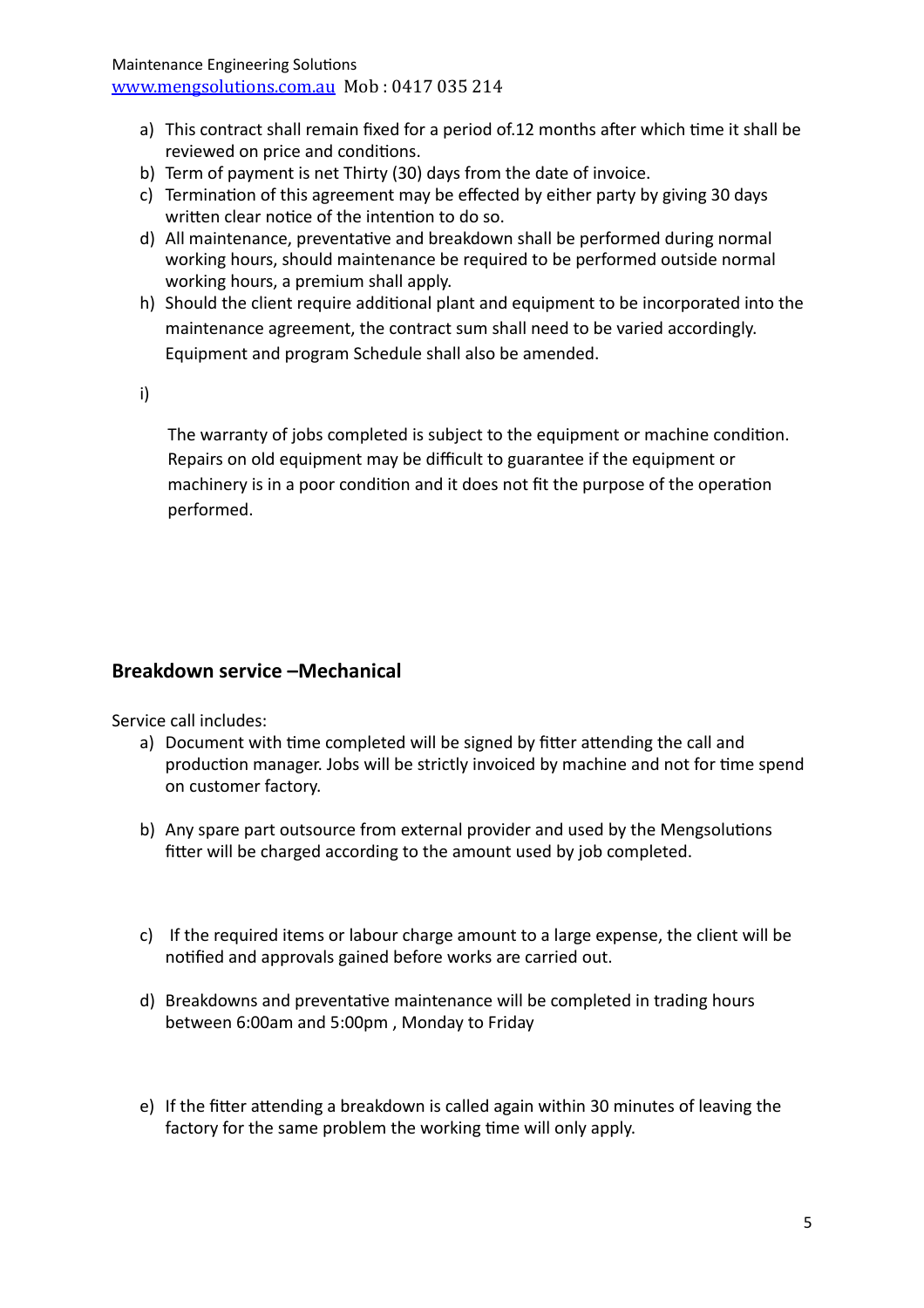a) This contract shall remain fixed for a period of.12 months after which time it shall be reviewed on price and conditions.
b) Term of payment is net Thirty (30) days from the date of invoice.
c) Termination of this agreement may be effected by either party by giving 30 days written clear notice of the intention to do so.
d) All maintenance, preventative and breakdown shall be performed during normal working hours, should maintenance be required to be performed outside normal working hours, a premium shall apply.
h) Should the client require additional plant and equipment to be incorporated into the maintenance agreement, the contract sum shall need to be varied accordingly. Equipment and program Schedule shall also be amended.

i)

The warranty of jobs completed is subject to the equipment or machine condition. Repairs on old equipment may be difficult to guarantee if the equipment or machinery is in a poor condition and it does not fit the purpose of the operation performed.

## Breakdown service –Mechanical

Service call includes:

a) Document with time completed will be signed by fitter attending the call and production manager. Jobs will be strictly invoiced by machine and not for time spend on customer factory.

b) Any spare part outsource from external provider and used by the Mengsolutions fitter will be charged according to the amount used by job completed.

c) If the required items or labour charge amount to a large expense, the client will be notified and approvals gained before works are carried out.

d) Breakdowns and preventative maintenance will be completed in trading hours between 6:00am and 5:00pm , Monday to Friday

e) If the fitter attending a breakdown is called again within 30 minutes of leaving the factory for the same problem the working time will only apply.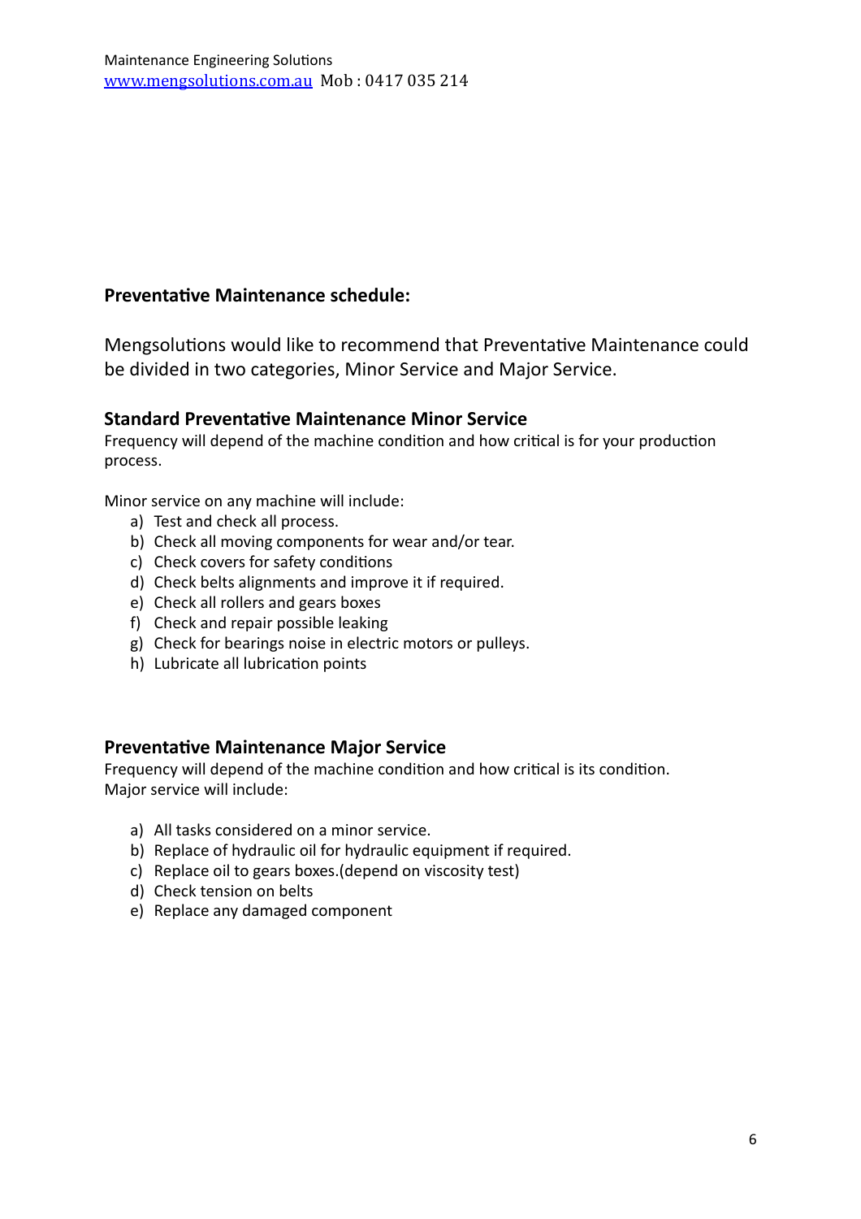## Preventative Maintenance schedule:

Mengsolutions would like to recommend that Preventative Maintenance could be divided in two categories, Minor Service and Major Service.

### Standard Preventative Maintenance Minor Service

Frequency will depend of the machine condition and how critical is for your production process.

Minor service on any machine will include:

a) Test and check all process.
b) Check all moving components for wear and/or tear.
c) Check covers for safety conditions
d) Check belts alignments and improve it if required.
e) Check all rollers and gears boxes
f) Check and repair possible leaking
g) Check for bearings noise in electric motors or pulleys.
h) Lubricate all lubrication points

### Preventative Maintenance Major Service

Frequency will depend of the machine condition and how critical is its condition.
Major service will include:

a) All tasks considered on a minor service.
b) Replace of hydraulic oil for hydraulic equipment if required.
c) Replace oil to gears boxes.(depend on viscosity test)
d) Check tension on belts
e) Replace any damaged component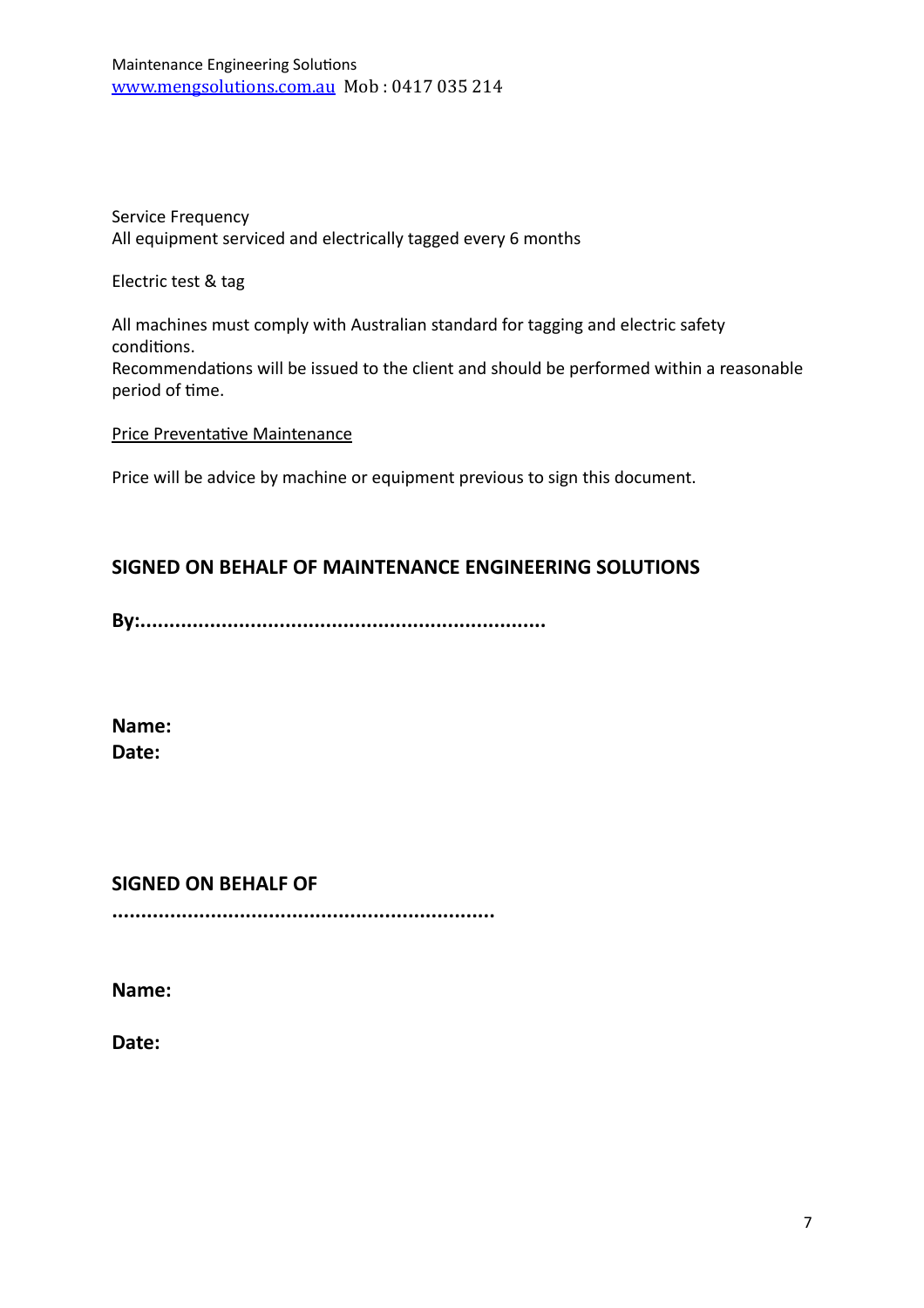Service Frequency
All equipment serviced and electrically tagged every 6 months

Electric test & tag

All machines must comply with Australian standard for tagging and electric safety conditions.
Recommendations will be issued to the client and should be performed within a reasonable period of time.

<u>Price Preventative Maintenance</u>

Price will be advice by machine or equipment previous to sign this document.

**SIGNED ON BEHALF OF MAINTENANCE ENGINEERING SOLUTIONS**

**By:....................................................................**

**Name:**
**Date:**

**SIGNED ON BEHALF OF**
**.................................................................**

**Name:**

**Date:**